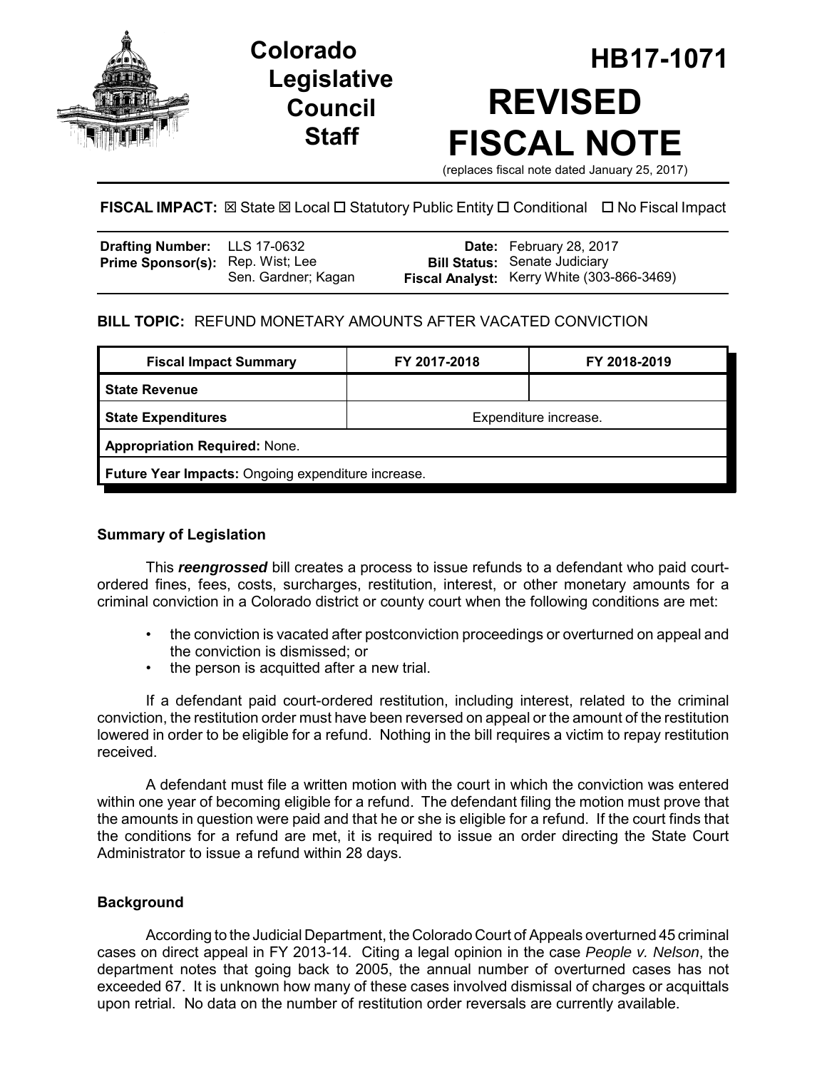# Colorado Legislative Council Staff

# HB17-1071

# REVISED FISCAL NOTE

(replaces fiscal note dated January 25, 2017)

**FISCAL IMPACT:** ☒ State ☒ Local ☐ Statutory Public Entity ☐ Conditional ☐ No Fiscal Impact

| | | | |
|---|---|---|---|
| **Drafting Number:** | LLS 17-0632 | **Date:** | February 28, 2017 |
| **Prime Sponsor(s):** | Rep. Wist; Lee<br>Sen. Gardner; Kagan | **Bill Status:** | Senate Judiciary |
| | | **Fiscal Analyst:** | Kerry White (303-866-3469) |

**BILL TOPIC:** REFUND MONETARY AMOUNTS AFTER VACATED CONVICTION

| Fiscal Impact Summary | FY 2017-2018 | FY 2018-2019 |
|---|---|---|
| **State Revenue** | | |
| **State Expenditures** | Expenditure increase. | |
| **Appropriation Required:** None. | | |
| **Future Year Impacts:** Ongoing expenditure increase. | | |

## Summary of Legislation

This ***reengrossed*** bill creates a process to issue refunds to a defendant who paid court-ordered fines, fees, costs, surcharges, restitution, interest, or other monetary amounts for a criminal conviction in a Colorado district or county court when the following conditions are met:

- the conviction is vacated after postconviction proceedings or overturned on appeal and the conviction is dismissed; or
- the person is acquitted after a new trial.

If a defendant paid court-ordered restitution, including interest, related to the criminal conviction, the restitution order must have been reversed on appeal or the amount of the restitution lowered in order to be eligible for a refund. Nothing in the bill requires a victim to repay restitution received.

A defendant must file a written motion with the court in which the conviction was entered within one year of becoming eligible for a refund. The defendant filing the motion must prove that the amounts in question were paid and that he or she is eligible for a refund. If the court finds that the conditions for a refund are met, it is required to issue an order directing the State Court Administrator to issue a refund within 28 days.

## Background

According to the Judicial Department, the Colorado Court of Appeals overturned 45 criminal cases on direct appeal in FY 2013-14. Citing a legal opinion in the case *People v. Nelson*, the department notes that going back to 2005, the annual number of overturned cases has not exceeded 67. It is unknown how many of these cases involved dismissal of charges or acquittals upon retrial. No data on the number of restitution order reversals are currently available.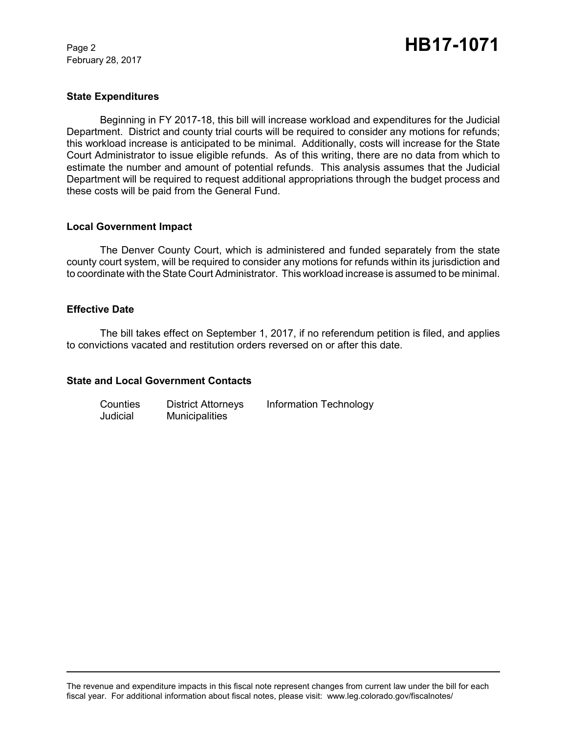### State Expenditures

Beginning in FY 2017-18, this bill will increase workload and expenditures for the Judicial Department. District and county trial courts will be required to consider any motions for refunds; this workload increase is anticipated to be minimal. Additionally, costs will increase for the State Court Administrator to issue eligible refunds. As of this writing, there are no data from which to estimate the number and amount of potential refunds. This analysis assumes that the Judicial Department will be required to request additional appropriations through the budget process and these costs will be paid from the General Fund.

### Local Government Impact

The Denver County Court, which is administered and funded separately from the state county court system, will be required to consider any motions for refunds within its jurisdiction and to coordinate with the State Court Administrator. This workload increase is assumed to be minimal.

### Effective Date

The bill takes effect on September 1, 2017, if no referendum petition is filed, and applies to convictions vacated and restitution orders reversed on or after this date.

### State and Local Government Contacts

| | | |
|---|---|---|
| Counties | District Attorneys | Information Technology |
| Judicial | Municipalities | |

The revenue and expenditure impacts in this fiscal note represent changes from current law under the bill for each fiscal year. For additional information about fiscal notes, please visit: www.leg.colorado.gov/fiscalnotes/